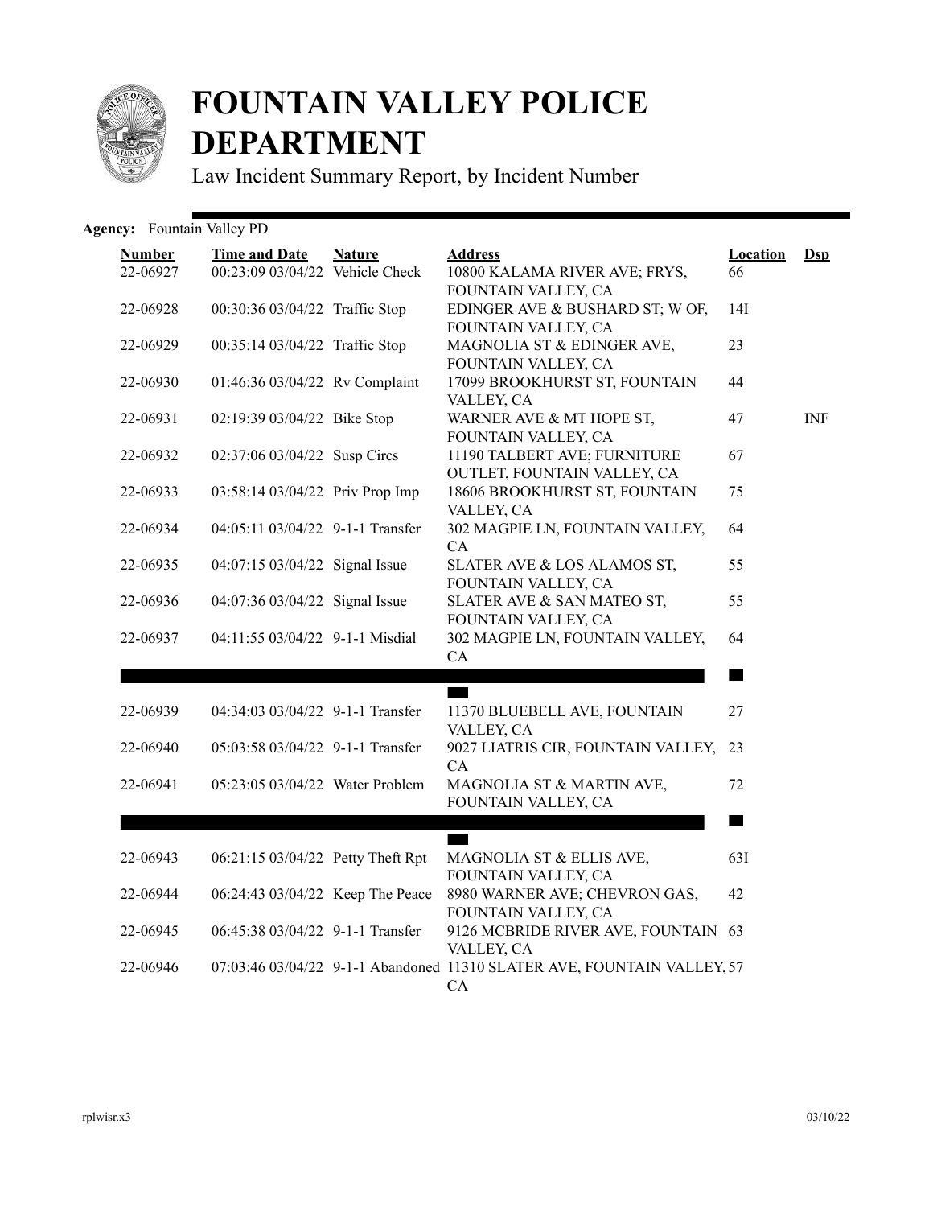# FOUNTAIN VALLEY POLICE DEPARTMENT

Law Incident Summary Report, by Incident Number

**Agency:** Fountain Valley PD

| Number | Time and Date | Nature | Address | Location | Dsp |
|---|---|---|---|---|---|
| 22-06927 | 00:23:09 03/04/22 | Vehicle Check | 10800 KALAMA RIVER AVE; FRYS, FOUNTAIN VALLEY, CA | 66 | |
| 22-06928 | 00:30:36 03/04/22 | Traffic Stop | EDINGER AVE & BUSHARD ST; W OF, FOUNTAIN VALLEY, CA | 14I | |
| 22-06929 | 00:35:14 03/04/22 | Traffic Stop | MAGNOLIA ST & EDINGER AVE, FOUNTAIN VALLEY, CA | 23 | |
| 22-06930 | 01:46:36 03/04/22 | Rv Complaint | 17099 BROOKHURST ST, FOUNTAIN VALLEY, CA | 44 | |
| 22-06931 | 02:19:39 03/04/22 | Bike Stop | WARNER AVE & MT HOPE ST, FOUNTAIN VALLEY, CA | 47 | INF |
| 22-06932 | 02:37:06 03/04/22 | Susp Circs | 11190 TALBERT AVE; FURNITURE OUTLET, FOUNTAIN VALLEY, CA | 67 | |
| 22-06933 | 03:58:14 03/04/22 | Priv Prop Imp | 18606 BROOKHURST ST, FOUNTAIN VALLEY, CA | 75 | |
| 22-06934 | 04:05:11 03/04/22 | 9-1-1 Transfer | 302 MAGPIE LN, FOUNTAIN VALLEY, CA | 64 | |
| 22-06935 | 04:07:15 03/04/22 | Signal Issue | SLATER AVE & LOS ALAMOS ST, FOUNTAIN VALLEY, CA | 55 | |
| 22-06936 | 04:07:36 03/04/22 | Signal Issue | SLATER AVE & SAN MATEO ST, FOUNTAIN VALLEY, CA | 55 | |
| 22-06937 | 04:11:55 03/04/22 | 9-1-1 Misdial | 302 MAGPIE LN, FOUNTAIN VALLEY, CA | 64 | |
| | | | | | |
| 22-06939 | 04:34:03 03/04/22 | 9-1-1 Transfer | 11370 BLUEBELL AVE, FOUNTAIN VALLEY, CA | 27 | |
| 22-06940 | 05:03:58 03/04/22 | 9-1-1 Transfer | 9027 LIATRIS CIR, FOUNTAIN VALLEY, CA | 23 | |
| 22-06941 | 05:23:05 03/04/22 | Water Problem | MAGNOLIA ST & MARTIN AVE, FOUNTAIN VALLEY, CA | 72 | |
| | | | | | |
| 22-06943 | 06:21:15 03/04/22 | Petty Theft Rpt | MAGNOLIA ST & ELLIS AVE, FOUNTAIN VALLEY, CA | 63I | |
| 22-06944 | 06:24:43 03/04/22 | Keep The Peace | 8980 WARNER AVE; CHEVRON GAS, FOUNTAIN VALLEY, CA | 42 | |
| 22-06945 | 06:45:38 03/04/22 | 9-1-1 Transfer | 9126 MCBRIDE RIVER AVE, FOUNTAIN VALLEY, CA | 63 | |
| 22-06946 | 07:03:46 03/04/22 | 9-1-1 Abandoned | 11310 SLATER AVE, FOUNTAIN VALLEY, CA | 57 | |

rplwisr.x3 03/10/22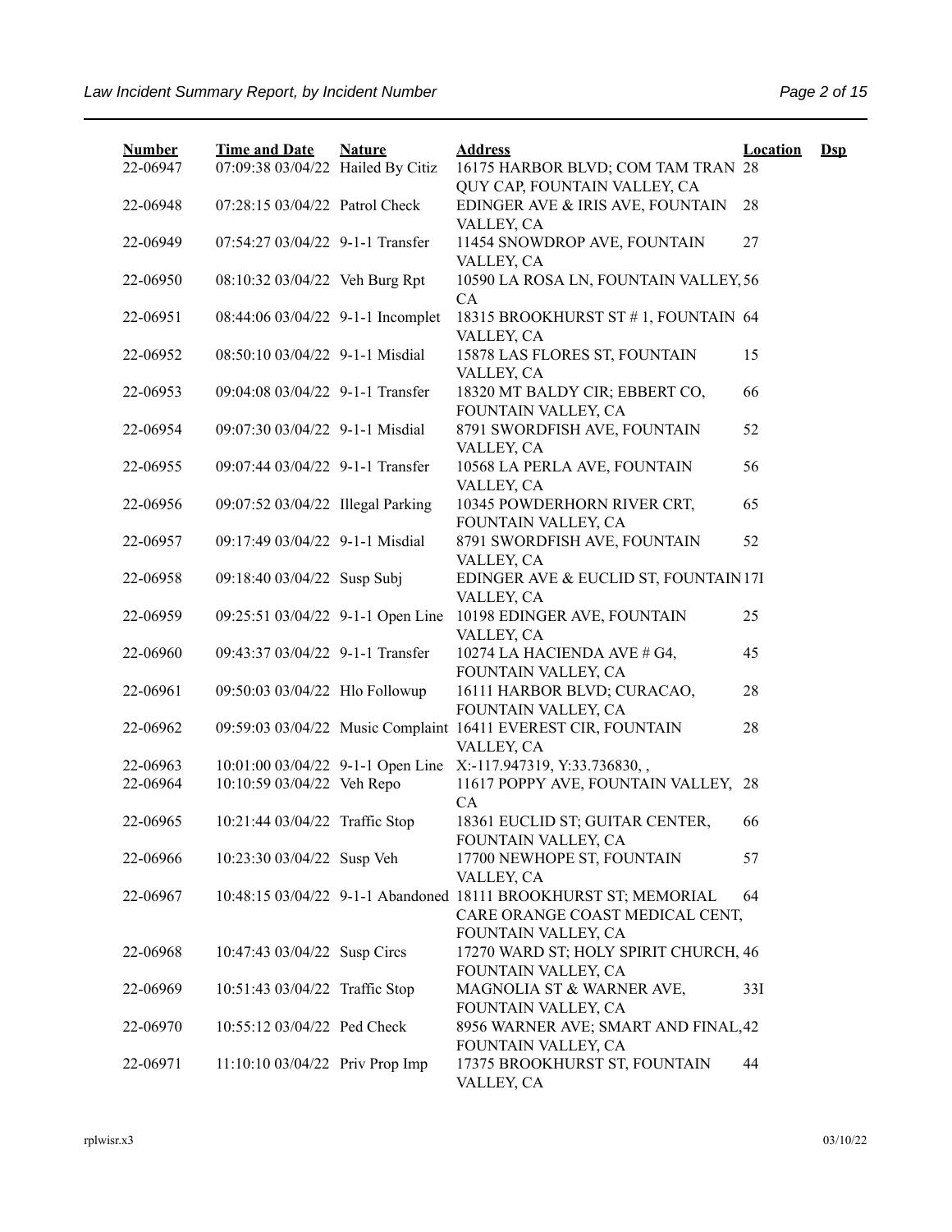| Number | Time and Date | Nature | Address | Location | Dsp |
|---|---|---|---|---|---|
| 22-06947 | 07:09:38 03/04/22 | Hailed By Citiz | 16175 HARBOR BLVD; COM TAM TRAN QUY CAP, FOUNTAIN VALLEY, CA | 28 | |
| 22-06948 | 07:28:15 03/04/22 | Patrol Check | EDINGER AVE & IRIS AVE, FOUNTAIN VALLEY, CA | 28 | |
| 22-06949 | 07:54:27 03/04/22 | 9-1-1 Transfer | 11454 SNOWDROP AVE, FOUNTAIN VALLEY, CA | 27 | |
| 22-06950 | 08:10:32 03/04/22 | Veh Burg Rpt | 10590 LA ROSA LN, FOUNTAIN VALLEY, CA | 56 | |
| 22-06951 | 08:44:06 03/04/22 | 9-1-1 Incomplet | 18315 BROOKHURST ST # 1, FOUNTAIN VALLEY, CA | 64 | |
| 22-06952 | 08:50:10 03/04/22 | 9-1-1 Misdial | 15878 LAS FLORES ST, FOUNTAIN VALLEY, CA | 15 | |
| 22-06953 | 09:04:08 03/04/22 | 9-1-1 Transfer | 18320 MT BALDY CIR; EBBERT CO, FOUNTAIN VALLEY, CA | 66 | |
| 22-06954 | 09:07:30 03/04/22 | 9-1-1 Misdial | 8791 SWORDFISH AVE, FOUNTAIN VALLEY, CA | 52 | |
| 22-06955 | 09:07:44 03/04/22 | 9-1-1 Transfer | 10568 LA PERLA AVE, FOUNTAIN VALLEY, CA | 56 | |
| 22-06956 | 09:07:52 03/04/22 | Illegal Parking | 10345 POWDERHORN RIVER CRT, FOUNTAIN VALLEY, CA | 65 | |
| 22-06957 | 09:17:49 03/04/22 | 9-1-1 Misdial | 8791 SWORDFISH AVE, FOUNTAIN VALLEY, CA | 52 | |
| 22-06958 | 09:18:40 03/04/22 | Susp Subj | EDINGER AVE & EUCLID ST, FOUNTAIN VALLEY, CA | 17I | |
| 22-06959 | 09:25:51 03/04/22 | 9-1-1 Open Line | 10198 EDINGER AVE, FOUNTAIN VALLEY, CA | 25 | |
| 22-06960 | 09:43:37 03/04/22 | 9-1-1 Transfer | 10274 LA HACIENDA AVE # G4, FOUNTAIN VALLEY, CA | 45 | |
| 22-06961 | 09:50:03 03/04/22 | Hlo Followup | 16111 HARBOR BLVD; CURACAO, FOUNTAIN VALLEY, CA | 28 | |
| 22-06962 | 09:59:03 03/04/22 | Music Complaint | 16411 EVEREST CIR, FOUNTAIN VALLEY, CA | 28 | |
| 22-06963 | 10:01:00 03/04/22 | 9-1-1 Open Line | X:-117.947319, Y:33.736830, , | | |
| 22-06964 | 10:10:59 03/04/22 | Veh Repo | 11617 POPPY AVE, FOUNTAIN VALLEY, CA | 28 | |
| 22-06965 | 10:21:44 03/04/22 | Traffic Stop | 18361 EUCLID ST; GUITAR CENTER, FOUNTAIN VALLEY, CA | 66 | |
| 22-06966 | 10:23:30 03/04/22 | Susp Veh | 17700 NEWHOPE ST, FOUNTAIN VALLEY, CA | 57 | |
| 22-06967 | 10:48:15 03/04/22 | 9-1-1 Abandoned | 18111 BROOKHURST ST; MEMORIAL CARE ORANGE COAST MEDICAL CENT, FOUNTAIN VALLEY, CA | 64 | |
| 22-06968 | 10:47:43 03/04/22 | Susp Circs | 17270 WARD ST; HOLY SPIRIT CHURCH, FOUNTAIN VALLEY, CA | 46 | |
| 22-06969 | 10:51:43 03/04/22 | Traffic Stop | MAGNOLIA ST & WARNER AVE, FOUNTAIN VALLEY, CA | 33I | |
| 22-06970 | 10:55:12 03/04/22 | Ped Check | 8956 WARNER AVE; SMART AND FINAL, FOUNTAIN VALLEY, CA | 42 | |
| 22-06971 | 11:10:10 03/04/22 | Priv Prop Imp | 17375 BROOKHURST ST, FOUNTAIN VALLEY, CA | 44 | |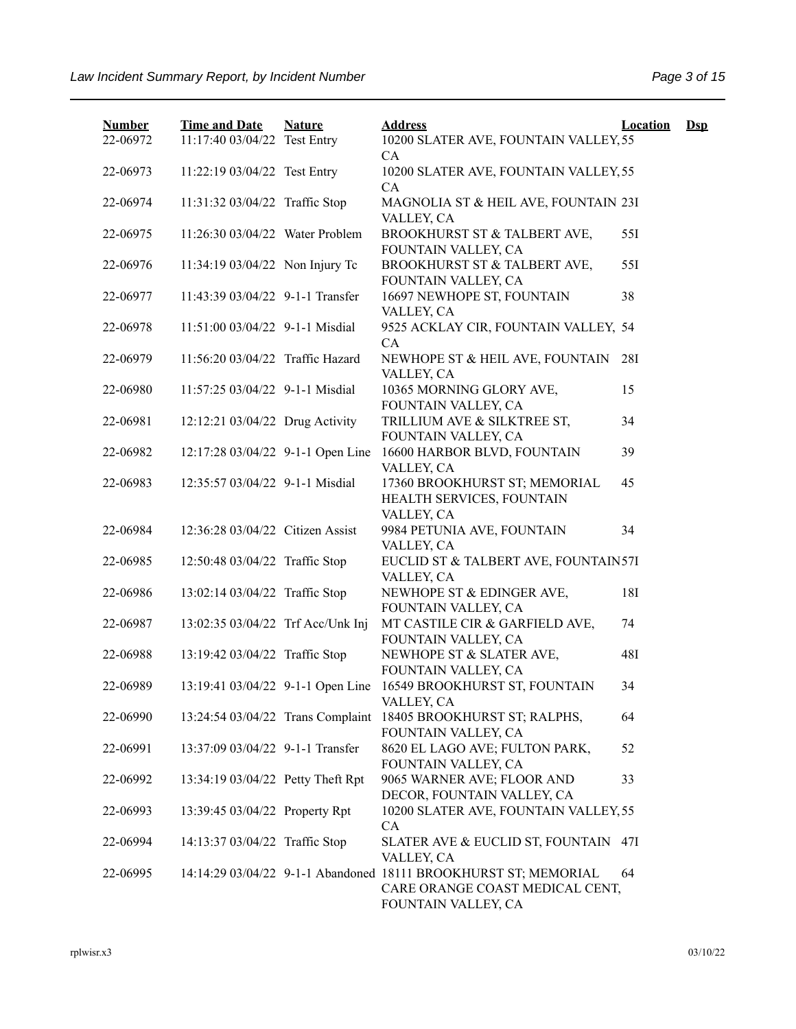| Number | Time and Date | Nature | Address | Location | Dsp |
|---|---|---|---|---|---|
| 22-06972 | 11:17:40 03/04/22 | Test Entry | 10200 SLATER AVE, FOUNTAIN VALLEY, CA | 55 | |
| 22-06973 | 11:22:19 03/04/22 | Test Entry | 10200 SLATER AVE, FOUNTAIN VALLEY, CA | 55 | |
| 22-06974 | 11:31:32 03/04/22 | Traffic Stop | MAGNOLIA ST & HEIL AVE, FOUNTAIN VALLEY, CA | 23I | |
| 22-06975 | 11:26:30 03/04/22 | Water Problem | BROOKHURST ST & TALBERT AVE, FOUNTAIN VALLEY, CA | 55I | |
| 22-06976 | 11:34:19 03/04/22 | Non Injury Tc | BROOKHURST ST & TALBERT AVE, FOUNTAIN VALLEY, CA | 55I | |
| 22-06977 | 11:43:39 03/04/22 | 9-1-1 Transfer | 16697 NEWHOPE ST, FOUNTAIN VALLEY, CA | 38 | |
| 22-06978 | 11:51:00 03/04/22 | 9-1-1 Misdial | 9525 ACKLAY CIR, FOUNTAIN VALLEY, CA | 54 | |
| 22-06979 | 11:56:20 03/04/22 | Traffic Hazard | NEWHOPE ST & HEIL AVE, FOUNTAIN VALLEY, CA | 28I | |
| 22-06980 | 11:57:25 03/04/22 | 9-1-1 Misdial | 10365 MORNING GLORY AVE, FOUNTAIN VALLEY, CA | 15 | |
| 22-06981 | 12:12:21 03/04/22 | Drug Activity | TRILLIUM AVE & SILKTREE ST, FOUNTAIN VALLEY, CA | 34 | |
| 22-06982 | 12:17:28 03/04/22 | 9-1-1 Open Line | 16600 HARBOR BLVD, FOUNTAIN VALLEY, CA | 39 | |
| 22-06983 | 12:35:57 03/04/22 | 9-1-1 Misdial | 17360 BROOKHURST ST; MEMORIAL HEALTH SERVICES, FOUNTAIN VALLEY, CA | 45 | |
| 22-06984 | 12:36:28 03/04/22 | Citizen Assist | 9984 PETUNIA AVE, FOUNTAIN VALLEY, CA | 34 | |
| 22-06985 | 12:50:48 03/04/22 | Traffic Stop | EUCLID ST & TALBERT AVE, FOUNTAIN VALLEY, CA | 57I | |
| 22-06986 | 13:02:14 03/04/22 | Traffic Stop | NEWHOPE ST & EDINGER AVE, FOUNTAIN VALLEY, CA | 18I | |
| 22-06987 | 13:02:35 03/04/22 | Trf Acc/Unk Inj | MT CASTILE CIR & GARFIELD AVE, FOUNTAIN VALLEY, CA | 74 | |
| 22-06988 | 13:19:42 03/04/22 | Traffic Stop | NEWHOPE ST & SLATER AVE, FOUNTAIN VALLEY, CA | 48I | |
| 22-06989 | 13:19:41 03/04/22 | 9-1-1 Open Line | 16549 BROOKHURST ST, FOUNTAIN VALLEY, CA | 34 | |
| 22-06990 | 13:24:54 03/04/22 | Trans Complaint | 18405 BROOKHURST ST; RALPHS, FOUNTAIN VALLEY, CA | 64 | |
| 22-06991 | 13:37:09 03/04/22 | 9-1-1 Transfer | 8620 EL LAGO AVE; FULTON PARK, FOUNTAIN VALLEY, CA | 52 | |
| 22-06992 | 13:34:19 03/04/22 | Petty Theft Rpt | 9065 WARNER AVE; FLOOR AND DECOR, FOUNTAIN VALLEY, CA | 33 | |
| 22-06993 | 13:39:45 03/04/22 | Property Rpt | 10200 SLATER AVE, FOUNTAIN VALLEY, CA | 55 | |
| 22-06994 | 14:13:37 03/04/22 | Traffic Stop | SLATER AVE & EUCLID ST, FOUNTAIN VALLEY, CA | 47I | |
| 22-06995 | 14:14:29 03/04/22 | 9-1-1 Abandoned | 18111 BROOKHURST ST; MEMORIAL CARE ORANGE COAST MEDICAL CENT, FOUNTAIN VALLEY, CA | 64 | |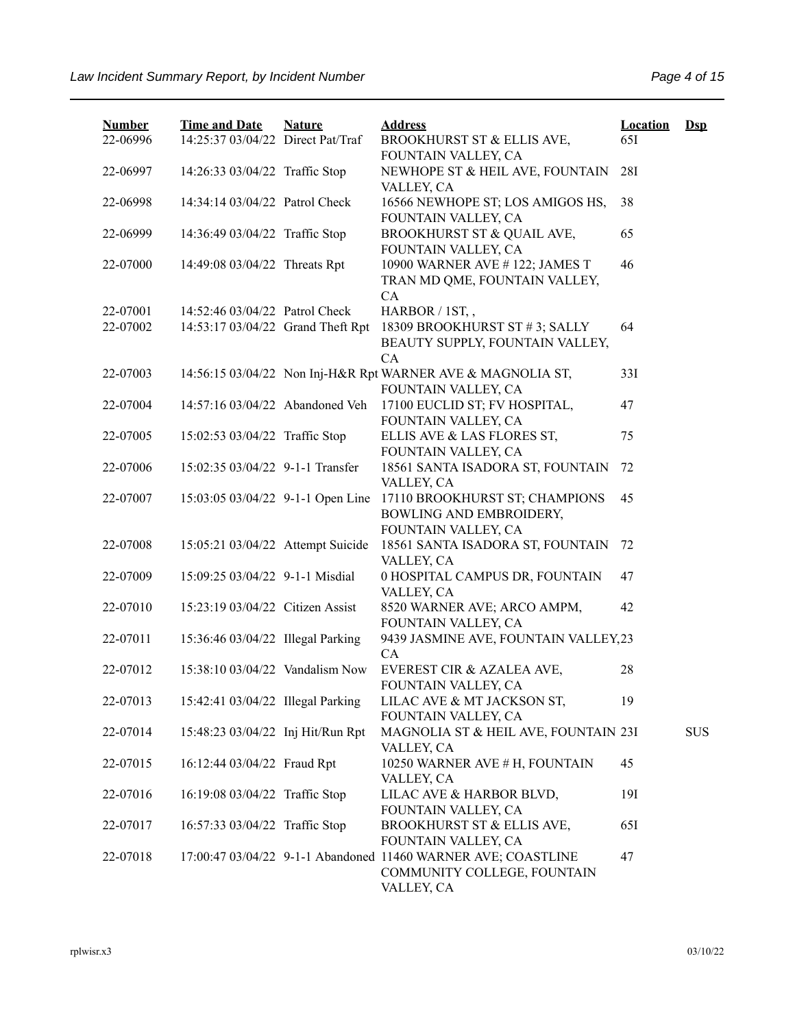| Number | Time and Date | Nature | Address | Location | Dsp |
|---|---|---|---|---|---|
| 22-06996 | 14:25:37 03/04/22 | Direct Pat/Traf | BROOKHURST ST & ELLIS AVE, FOUNTAIN VALLEY, CA | 65I | |
| 22-06997 | 14:26:33 03/04/22 | Traffic Stop | NEWHOPE ST & HEIL AVE, FOUNTAIN VALLEY, CA | 28I | |
| 22-06998 | 14:34:14 03/04/22 | Patrol Check | 16566 NEWHOPE ST; LOS AMIGOS HS, FOUNTAIN VALLEY, CA | 38 | |
| 22-06999 | 14:36:49 03/04/22 | Traffic Stop | BROOKHURST ST & QUAIL AVE, FOUNTAIN VALLEY, CA | 65 | |
| 22-07000 | 14:49:08 03/04/22 | Threats Rpt | 10900 WARNER AVE # 122; JAMES T TRAN MD QME, FOUNTAIN VALLEY, CA | 46 | |
| 22-07001 | 14:52:46 03/04/22 | Patrol Check | HARBOR / 1ST, , | | |
| 22-07002 | 14:53:17 03/04/22 | Grand Theft Rpt | 18309 BROOKHURST ST # 3; SALLY BEAUTY SUPPLY, FOUNTAIN VALLEY, CA | 64 | |
| 22-07003 | 14:56:15 03/04/22 | Non Inj-H&R Rpt | WARNER AVE & MAGNOLIA ST, FOUNTAIN VALLEY, CA | 33I | |
| 22-07004 | 14:57:16 03/04/22 | Abandoned Veh | 17100 EUCLID ST; FV HOSPITAL, FOUNTAIN VALLEY, CA | 47 | |
| 22-07005 | 15:02:53 03/04/22 | Traffic Stop | ELLIS AVE & LAS FLORES ST, FOUNTAIN VALLEY, CA | 75 | |
| 22-07006 | 15:02:35 03/04/22 | 9-1-1 Transfer | 18561 SANTA ISADORA ST, FOUNTAIN VALLEY, CA | 72 | |
| 22-07007 | 15:03:05 03/04/22 | 9-1-1 Open Line | 17110 BROOKHURST ST; CHAMPIONS BOWLING AND EMBROIDERY, FOUNTAIN VALLEY, CA | 45 | |
| 22-07008 | 15:05:21 03/04/22 | Attempt Suicide | 18561 SANTA ISADORA ST, FOUNTAIN VALLEY, CA | 72 | |
| 22-07009 | 15:09:25 03/04/22 | 9-1-1 Misdial | 0 HOSPITAL CAMPUS DR, FOUNTAIN VALLEY, CA | 47 | |
| 22-07010 | 15:23:19 03/04/22 | Citizen Assist | 8520 WARNER AVE; ARCO AMPM, FOUNTAIN VALLEY, CA | 42 | |
| 22-07011 | 15:36:46 03/04/22 | Illegal Parking | 9439 JASMINE AVE, FOUNTAIN VALLEY, CA | 23 | |
| 22-07012 | 15:38:10 03/04/22 | Vandalism Now | EVEREST CIR & AZALEA AVE, FOUNTAIN VALLEY, CA | 28 | |
| 22-07013 | 15:42:41 03/04/22 | Illegal Parking | LILAC AVE & MT JACKSON ST, FOUNTAIN VALLEY, CA | 19 | |
| 22-07014 | 15:48:23 03/04/22 | Inj Hit/Run Rpt | MAGNOLIA ST & HEIL AVE, FOUNTAIN VALLEY, CA | 23I | SUS |
| 22-07015 | 16:12:44 03/04/22 | Fraud Rpt | 10250 WARNER AVE # H, FOUNTAIN VALLEY, CA | 45 | |
| 22-07016 | 16:19:08 03/04/22 | Traffic Stop | LILAC AVE & HARBOR BLVD, FOUNTAIN VALLEY, CA | 19I | |
| 22-07017 | 16:57:33 03/04/22 | Traffic Stop | BROOKHURST ST & ELLIS AVE, FOUNTAIN VALLEY, CA | 65I | |
| 22-07018 | 17:00:47 03/04/22 | 9-1-1 Abandoned | 11460 WARNER AVE; COASTLINE COMMUNITY COLLEGE, FOUNTAIN VALLEY, CA | 47 | |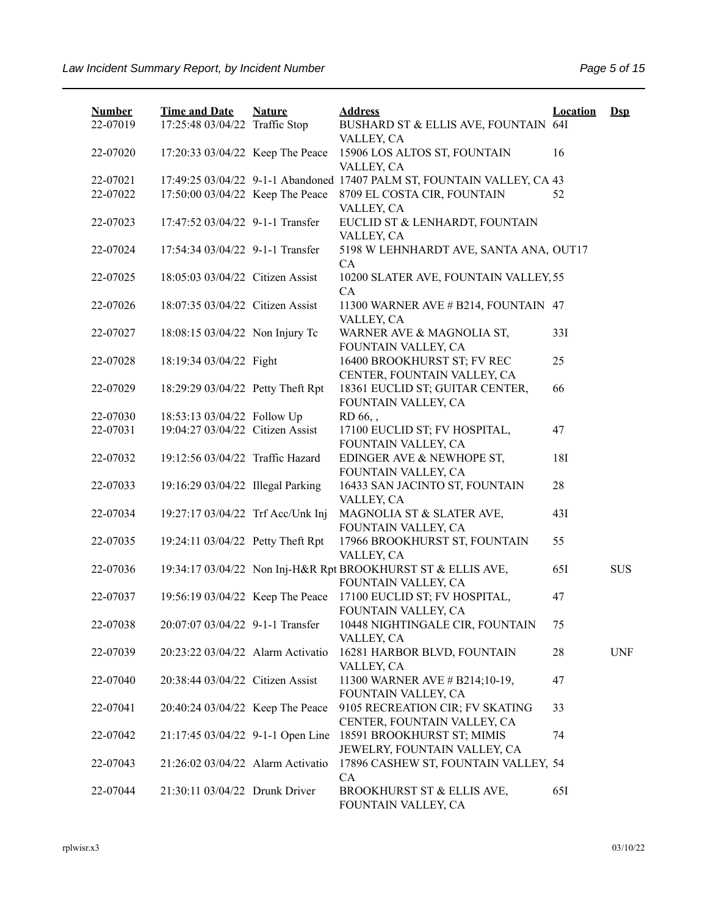| Number | Time and Date | Nature | Address | Location | Dsp |
|---|---|---|---|---|---|
| 22-07019 | 17:25:48 03/04/22 | Traffic Stop | BUSHARD ST & ELLIS AVE, FOUNTAIN VALLEY, CA | 64I | |
| 22-07020 | 17:20:33 03/04/22 | Keep The Peace | 15906 LOS ALTOS ST, FOUNTAIN VALLEY, CA | 16 | |
| 22-07021 | 17:49:25 03/04/22 | 9-1-1 Abandoned | 17407 PALM ST, FOUNTAIN VALLEY, CA | 43 | |
| 22-07022 | 17:50:00 03/04/22 | Keep The Peace | 8709 EL COSTA CIR, FOUNTAIN VALLEY, CA | 52 | |
| 22-07023 | 17:47:52 03/04/22 | 9-1-1 Transfer | EUCLID ST & LENHARDT, FOUNTAIN VALLEY, CA | | |
| 22-07024 | 17:54:34 03/04/22 | 9-1-1 Transfer | 5198 W LEHNHARDT AVE, SANTA ANA, CA | OUT17 | |
| 22-07025 | 18:05:03 03/04/22 | Citizen Assist | 10200 SLATER AVE, FOUNTAIN VALLEY, CA | 55 | |
| 22-07026 | 18:07:35 03/04/22 | Citizen Assist | 11300 WARNER AVE # B214, FOUNTAIN VALLEY, CA | 47 | |
| 22-07027 | 18:08:15 03/04/22 | Non Injury Tc | WARNER AVE & MAGNOLIA ST, FOUNTAIN VALLEY, CA | 33I | |
| 22-07028 | 18:19:34 03/04/22 | Fight | 16400 BROOKHURST ST; FV REC CENTER, FOUNTAIN VALLEY, CA | 25 | |
| 22-07029 | 18:29:29 03/04/22 | Petty Theft Rpt | 18361 EUCLID ST; GUITAR CENTER, FOUNTAIN VALLEY, CA | 66 | |
| 22-07030 | 18:53:13 03/04/22 | Follow Up | RD 66, , | | |
| 22-07031 | 19:04:27 03/04/22 | Citizen Assist | 17100 EUCLID ST; FV HOSPITAL, FOUNTAIN VALLEY, CA | 47 | |
| 22-07032 | 19:12:56 03/04/22 | Traffic Hazard | EDINGER AVE & NEWHOPE ST, FOUNTAIN VALLEY, CA | 18I | |
| 22-07033 | 19:16:29 03/04/22 | Illegal Parking | 16433 SAN JACINTO ST, FOUNTAIN VALLEY, CA | 28 | |
| 22-07034 | 19:27:17 03/04/22 | Trf Acc/Unk Inj | MAGNOLIA ST & SLATER AVE, FOUNTAIN VALLEY, CA | 43I | |
| 22-07035 | 19:24:11 03/04/22 | Petty Theft Rpt | 17966 BROOKHURST ST, FOUNTAIN VALLEY, CA | 55 | |
| 22-07036 | 19:34:17 03/04/22 | Non Inj-H&R Rpt | BROOKHURST ST & ELLIS AVE, FOUNTAIN VALLEY, CA | 65I | SUS |
| 22-07037 | 19:56:19 03/04/22 | Keep The Peace | 17100 EUCLID ST; FV HOSPITAL, FOUNTAIN VALLEY, CA | 47 | |
| 22-07038 | 20:07:07 03/04/22 | 9-1-1 Transfer | 10448 NIGHTINGALE CIR, FOUNTAIN VALLEY, CA | 75 | |
| 22-07039 | 20:23:22 03/04/22 | Alarm Activatio | 16281 HARBOR BLVD, FOUNTAIN VALLEY, CA | 28 | UNF |
| 22-07040 | 20:38:44 03/04/22 | Citizen Assist | 11300 WARNER AVE # B214;10-19, FOUNTAIN VALLEY, CA | 47 | |
| 22-07041 | 20:40:24 03/04/22 | Keep The Peace | 9105 RECREATION CIR; FV SKATING CENTER, FOUNTAIN VALLEY, CA | 33 | |
| 22-07042 | 21:17:45 03/04/22 | 9-1-1 Open Line | 18591 BROOKHURST ST; MIMIS JEWELRY, FOUNTAIN VALLEY, CA | 74 | |
| 22-07043 | 21:26:02 03/04/22 | Alarm Activatio | 17896 CASHEW ST, FOUNTAIN VALLEY, CA | 54 | |
| 22-07044 | 21:30:11 03/04/22 | Drunk Driver | BROOKHURST ST & ELLIS AVE, FOUNTAIN VALLEY, CA | 65I | |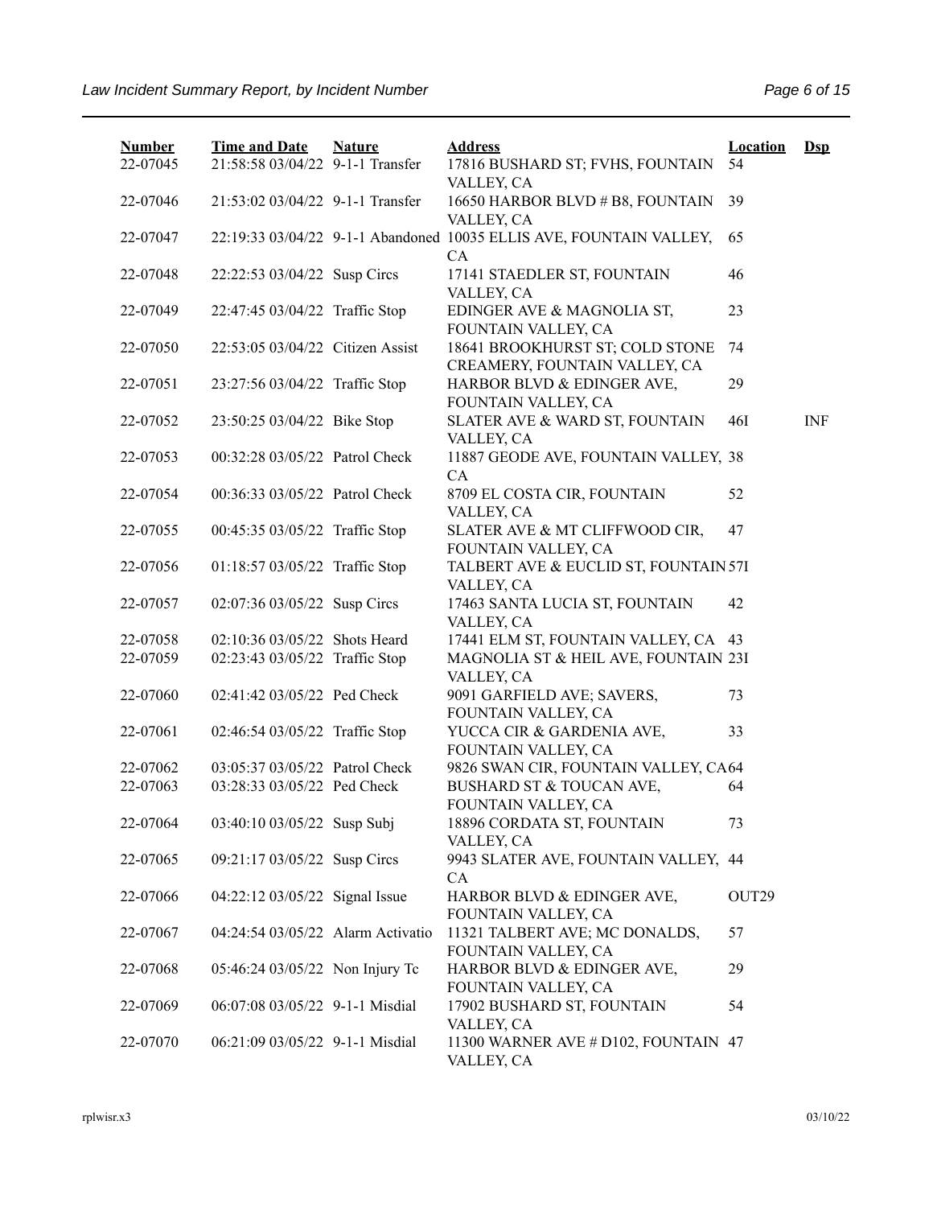| Number | Time and Date | Nature | Address | Location | Dsp |
|---|---|---|---|---|---|
| 22-07045 | 21:58:58 03/04/22 | 9-1-1 Transfer | 17816 BUSHARD ST; FVHS, FOUNTAIN VALLEY, CA | 54 | |
| 22-07046 | 21:53:02 03/04/22 | 9-1-1 Transfer | 16650 HARBOR BLVD # B8, FOUNTAIN VALLEY, CA | 39 | |
| 22-07047 | 22:19:33 03/04/22 | 9-1-1 Abandoned | 10035 ELLIS AVE, FOUNTAIN VALLEY, CA | 65 | |
| 22-07048 | 22:22:53 03/04/22 | Susp Circs | 17141 STAEDLER ST, FOUNTAIN VALLEY, CA | 46 | |
| 22-07049 | 22:47:45 03/04/22 | Traffic Stop | EDINGER AVE & MAGNOLIA ST, FOUNTAIN VALLEY, CA | 23 | |
| 22-07050 | 22:53:05 03/04/22 | Citizen Assist | 18641 BROOKHURST ST; COLD STONE CREAMERY, FOUNTAIN VALLEY, CA | 74 | |
| 22-07051 | 23:27:56 03/04/22 | Traffic Stop | HARBOR BLVD & EDINGER AVE, FOUNTAIN VALLEY, CA | 29 | |
| 22-07052 | 23:50:25 03/04/22 | Bike Stop | SLATER AVE & WARD ST, FOUNTAIN VALLEY, CA | 46I | INF |
| 22-07053 | 00:32:28 03/05/22 | Patrol Check | 11887 GEODE AVE, FOUNTAIN VALLEY, CA | 38 | |
| 22-07054 | 00:36:33 03/05/22 | Patrol Check | 8709 EL COSTA CIR, FOUNTAIN VALLEY, CA | 52 | |
| 22-07055 | 00:45:35 03/05/22 | Traffic Stop | SLATER AVE & MT CLIFFWOOD CIR, FOUNTAIN VALLEY, CA | 47 | |
| 22-07056 | 01:18:57 03/05/22 | Traffic Stop | TALBERT AVE & EUCLID ST, FOUNTAIN VALLEY, CA | 57I | |
| 22-07057 | 02:07:36 03/05/22 | Susp Circs | 17463 SANTA LUCIA ST, FOUNTAIN VALLEY, CA | 42 | |
| 22-07058 | 02:10:36 03/05/22 | Shots Heard | 17441 ELM ST, FOUNTAIN VALLEY, CA | 43 | |
| 22-07059 | 02:23:43 03/05/22 | Traffic Stop | MAGNOLIA ST & HEIL AVE, FOUNTAIN VALLEY, CA | 23I | |
| 22-07060 | 02:41:42 03/05/22 | Ped Check | 9091 GARFIELD AVE; SAVERS, FOUNTAIN VALLEY, CA | 73 | |
| 22-07061 | 02:46:54 03/05/22 | Traffic Stop | YUCCA CIR & GARDENIA AVE, FOUNTAIN VALLEY, CA | 33 | |
| 22-07062 | 03:05:37 03/05/22 | Patrol Check | 9826 SWAN CIR, FOUNTAIN VALLEY, CA | 64 | |
| 22-07063 | 03:28:33 03/05/22 | Ped Check | BUSHARD ST & TOUCAN AVE, FOUNTAIN VALLEY, CA | 64 | |
| 22-07064 | 03:40:10 03/05/22 | Susp Subj | 18896 CORDATA ST, FOUNTAIN VALLEY, CA | 73 | |
| 22-07065 | 09:21:17 03/05/22 | Susp Circs | 9943 SLATER AVE, FOUNTAIN VALLEY, CA | 44 | |
| 22-07066 | 04:22:12 03/05/22 | Signal Issue | HARBOR BLVD & EDINGER AVE, FOUNTAIN VALLEY, CA | OUT29 | |
| 22-07067 | 04:24:54 03/05/22 | Alarm Activatio | 11321 TALBERT AVE; MC DONALDS, FOUNTAIN VALLEY, CA | 57 | |
| 22-07068 | 05:46:24 03/05/22 | Non Injury Tc | HARBOR BLVD & EDINGER AVE, FOUNTAIN VALLEY, CA | 29 | |
| 22-07069 | 06:07:08 03/05/22 | 9-1-1 Misdial | 17902 BUSHARD ST, FOUNTAIN VALLEY, CA | 54 | |
| 22-07070 | 06:21:09 03/05/22 | 9-1-1 Misdial | 11300 WARNER AVE # D102, FOUNTAIN VALLEY, CA | 47 | |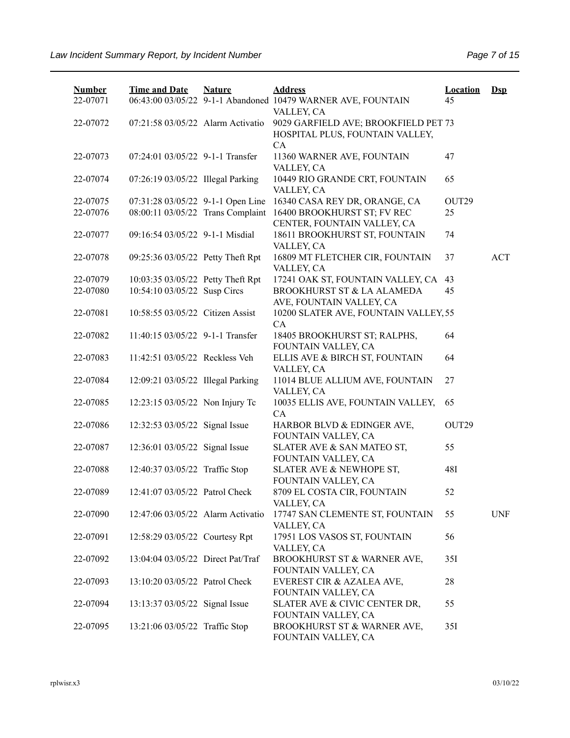| Number | Time and Date | Nature | Address | Location | Dsp |
|---|---|---|---|---|---|
| 22-07071 | 06:43:00 03/05/22 | 9-1-1 Abandoned | 10479 WARNER AVE, FOUNTAIN VALLEY, CA | 45 | |
| 22-07072 | 07:21:58 03/05/22 | Alarm Activatio | 9029 GARFIELD AVE; BROOKFIELD PET HOSPITAL PLUS, FOUNTAIN VALLEY, CA | 73 | |
| 22-07073 | 07:24:01 03/05/22 | 9-1-1 Transfer | 11360 WARNER AVE, FOUNTAIN VALLEY, CA | 47 | |
| 22-07074 | 07:26:19 03/05/22 | Illegal Parking | 10449 RIO GRANDE CRT, FOUNTAIN VALLEY, CA | 65 | |
| 22-07075 | 07:31:28 03/05/22 | 9-1-1 Open Line | 16340 CASA REY DR, ORANGE, CA | OUT29 | |
| 22-07076 | 08:00:11 03/05/22 | Trans Complaint | 16400 BROOKHURST ST; FV REC CENTER, FOUNTAIN VALLEY, CA | 25 | |
| 22-07077 | 09:16:54 03/05/22 | 9-1-1 Misdial | 18611 BROOKHURST ST, FOUNTAIN VALLEY, CA | 74 | |
| 22-07078 | 09:25:36 03/05/22 | Petty Theft Rpt | 16809 MT FLETCHER CIR, FOUNTAIN VALLEY, CA | 37 | ACT |
| 22-07079 | 10:03:35 03/05/22 | Petty Theft Rpt | 17241 OAK ST, FOUNTAIN VALLEY, CA | 43 | |
| 22-07080 | 10:54:10 03/05/22 | Susp Circs | BROOKHURST ST & LA ALAMEDA AVE, FOUNTAIN VALLEY, CA | 45 | |
| 22-07081 | 10:58:55 03/05/22 | Citizen Assist | 10200 SLATER AVE, FOUNTAIN VALLEY, CA | 55 | |
| 22-07082 | 11:40:15 03/05/22 | 9-1-1 Transfer | 18405 BROOKHURST ST; RALPHS, FOUNTAIN VALLEY, CA | 64 | |
| 22-07083 | 11:42:51 03/05/22 | Reckless Veh | ELLIS AVE & BIRCH ST, FOUNTAIN VALLEY, CA | 64 | |
| 22-07084 | 12:09:21 03/05/22 | Illegal Parking | 11014 BLUE ALLIUM AVE, FOUNTAIN VALLEY, CA | 27 | |
| 22-07085 | 12:23:15 03/05/22 | Non Injury Tc | 10035 ELLIS AVE, FOUNTAIN VALLEY, CA | 65 | |
| 22-07086 | 12:32:53 03/05/22 | Signal Issue | HARBOR BLVD & EDINGER AVE, FOUNTAIN VALLEY, CA | OUT29 | |
| 22-07087 | 12:36:01 03/05/22 | Signal Issue | SLATER AVE & SAN MATEO ST, FOUNTAIN VALLEY, CA | 55 | |
| 22-07088 | 12:40:37 03/05/22 | Traffic Stop | SLATER AVE & NEWHOPE ST, FOUNTAIN VALLEY, CA | 48I | |
| 22-07089 | 12:41:07 03/05/22 | Patrol Check | 8709 EL COSTA CIR, FOUNTAIN VALLEY, CA | 52 | |
| 22-07090 | 12:47:06 03/05/22 | Alarm Activatio | 17747 SAN CLEMENTE ST, FOUNTAIN VALLEY, CA | 55 | UNF |
| 22-07091 | 12:58:29 03/05/22 | Courtesy Rpt | 17951 LOS VASOS ST, FOUNTAIN VALLEY, CA | 56 | |
| 22-07092 | 13:04:04 03/05/22 | Direct Pat/Traf | BROOKHURST ST & WARNER AVE, FOUNTAIN VALLEY, CA | 35I | |
| 22-07093 | 13:10:20 03/05/22 | Patrol Check | EVEREST CIR & AZALEA AVE, FOUNTAIN VALLEY, CA | 28 | |
| 22-07094 | 13:13:37 03/05/22 | Signal Issue | SLATER AVE & CIVIC CENTER DR, FOUNTAIN VALLEY, CA | 55 | |
| 22-07095 | 13:21:06 03/05/22 | Traffic Stop | BROOKHURST ST & WARNER AVE, FOUNTAIN VALLEY, CA | 35I | |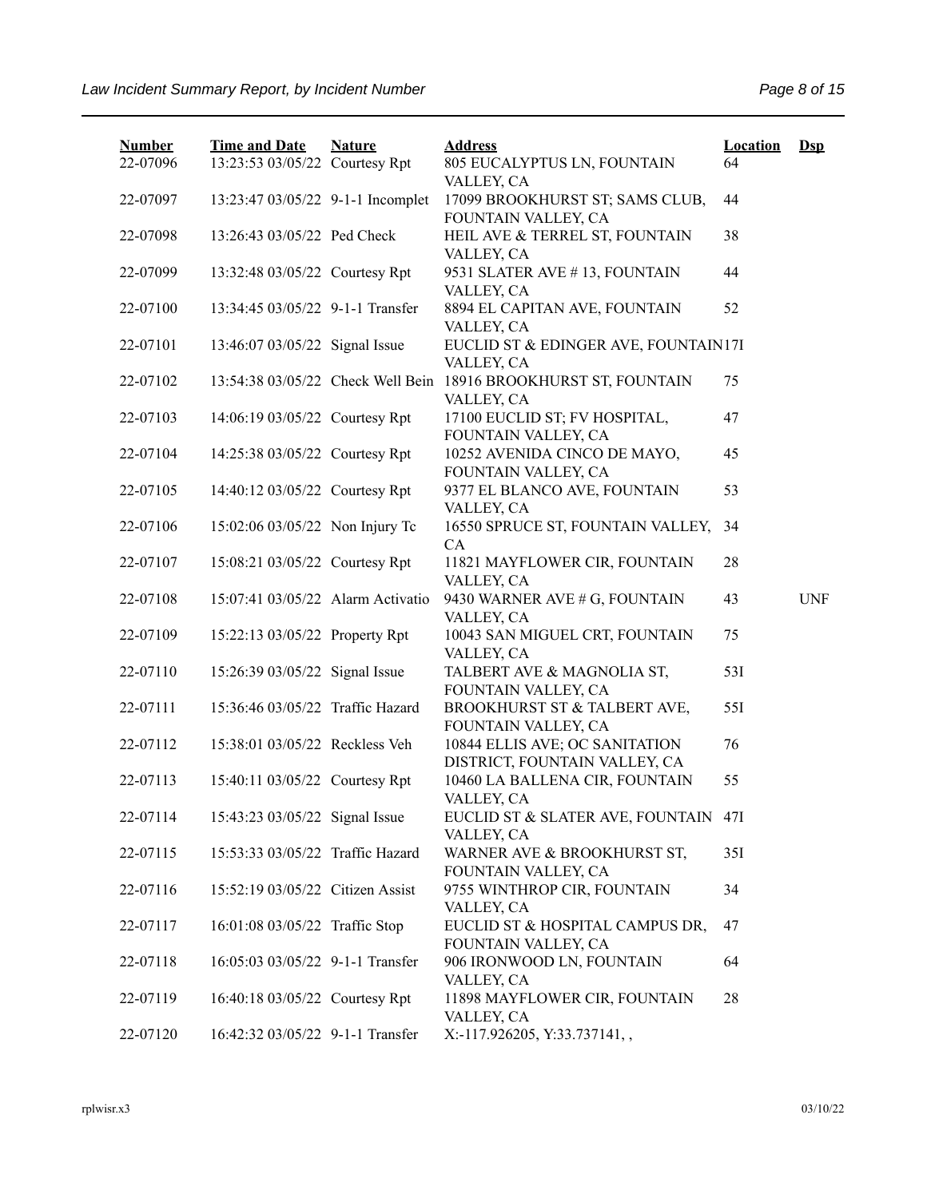| Number | Time and Date | Nature | Address | Location | Dsp |
|---|---|---|---|---|---|
| 22-07096 | 13:23:53 03/05/22 | Courtesy Rpt | 805 EUCALYPTUS LN, FOUNTAIN VALLEY, CA | 64 | |
| 22-07097 | 13:23:47 03/05/22 | 9-1-1 Incomplet | 17099 BROOKHURST ST; SAMS CLUB, FOUNTAIN VALLEY, CA | 44 | |
| 22-07098 | 13:26:43 03/05/22 | Ped Check | HEIL AVE & TERREL ST, FOUNTAIN VALLEY, CA | 38 | |
| 22-07099 | 13:32:48 03/05/22 | Courtesy Rpt | 9531 SLATER AVE # 13, FOUNTAIN VALLEY, CA | 44 | |
| 22-07100 | 13:34:45 03/05/22 | 9-1-1 Transfer | 8894 EL CAPITAN AVE, FOUNTAIN VALLEY, CA | 52 | |
| 22-07101 | 13:46:07 03/05/22 | Signal Issue | EUCLID ST & EDINGER AVE, FOUNTAIN VALLEY, CA | 17I | |
| 22-07102 | 13:54:38 03/05/22 | Check Well Bein | 18916 BROOKHURST ST, FOUNTAIN VALLEY, CA | 75 | |
| 22-07103 | 14:06:19 03/05/22 | Courtesy Rpt | 17100 EUCLID ST; FV HOSPITAL, FOUNTAIN VALLEY, CA | 47 | |
| 22-07104 | 14:25:38 03/05/22 | Courtesy Rpt | 10252 AVENIDA CINCO DE MAYO, FOUNTAIN VALLEY, CA | 45 | |
| 22-07105 | 14:40:12 03/05/22 | Courtesy Rpt | 9377 EL BLANCO AVE, FOUNTAIN VALLEY, CA | 53 | |
| 22-07106 | 15:02:06 03/05/22 | Non Injury Tc | 16550 SPRUCE ST, FOUNTAIN VALLEY, CA | 34 | |
| 22-07107 | 15:08:21 03/05/22 | Courtesy Rpt | 11821 MAYFLOWER CIR, FOUNTAIN VALLEY, CA | 28 | |
| 22-07108 | 15:07:41 03/05/22 | Alarm Activatio | 9430 WARNER AVE # G, FOUNTAIN VALLEY, CA | 43 | UNF |
| 22-07109 | 15:22:13 03/05/22 | Property Rpt | 10043 SAN MIGUEL CRT, FOUNTAIN VALLEY, CA | 75 | |
| 22-07110 | 15:26:39 03/05/22 | Signal Issue | TALBERT AVE & MAGNOLIA ST, FOUNTAIN VALLEY, CA | 53I | |
| 22-07111 | 15:36:46 03/05/22 | Traffic Hazard | BROOKHURST ST & TALBERT AVE, FOUNTAIN VALLEY, CA | 55I | |
| 22-07112 | 15:38:01 03/05/22 | Reckless Veh | 10844 ELLIS AVE; OC SANITATION DISTRICT, FOUNTAIN VALLEY, CA | 76 | |
| 22-07113 | 15:40:11 03/05/22 | Courtesy Rpt | 10460 LA BALLENA CIR, FOUNTAIN VALLEY, CA | 55 | |
| 22-07114 | 15:43:23 03/05/22 | Signal Issue | EUCLID ST & SLATER AVE, FOUNTAIN VALLEY, CA | 47I | |
| 22-07115 | 15:53:33 03/05/22 | Traffic Hazard | WARNER AVE & BROOKHURST ST, FOUNTAIN VALLEY, CA | 35I | |
| 22-07116 | 15:52:19 03/05/22 | Citizen Assist | 9755 WINTHROP CIR, FOUNTAIN VALLEY, CA | 34 | |
| 22-07117 | 16:01:08 03/05/22 | Traffic Stop | EUCLID ST & HOSPITAL CAMPUS DR, FOUNTAIN VALLEY, CA | 47 | |
| 22-07118 | 16:05:03 03/05/22 | 9-1-1 Transfer | 906 IRONWOOD LN, FOUNTAIN VALLEY, CA | 64 | |
| 22-07119 | 16:40:18 03/05/22 | Courtesy Rpt | 11898 MAYFLOWER CIR, FOUNTAIN VALLEY, CA | 28 | |
| 22-07120 | 16:42:32 03/05/22 | 9-1-1 Transfer | X:-117.926205, Y:33.737141, , | | |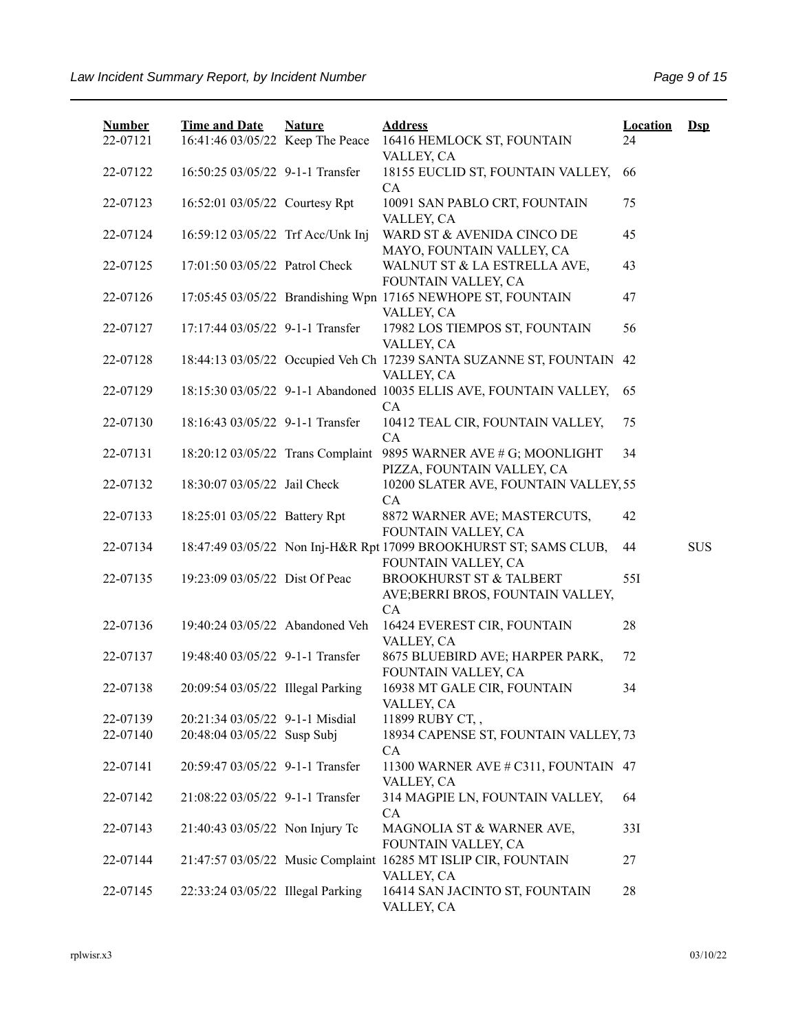| Number | Time and Date | Nature | Address | Location | Dsp |
|---|---|---|---|---|---|
| 22-07121 | 16:41:46 03/05/22 | Keep The Peace | 16416 HEMLOCK ST, FOUNTAIN VALLEY, CA | 24 | |
| 22-07122 | 16:50:25 03/05/22 | 9-1-1 Transfer | 18155 EUCLID ST, FOUNTAIN VALLEY, CA | 66 | |
| 22-07123 | 16:52:01 03/05/22 | Courtesy Rpt | 10091 SAN PABLO CRT, FOUNTAIN VALLEY, CA | 75 | |
| 22-07124 | 16:59:12 03/05/22 | Trf Acc/Unk Inj | WARD ST & AVENIDA CINCO DE MAYO, FOUNTAIN VALLEY, CA | 45 | |
| 22-07125 | 17:01:50 03/05/22 | Patrol Check | WALNUT ST & LA ESTRELLA AVE, FOUNTAIN VALLEY, CA | 43 | |
| 22-07126 | 17:05:45 03/05/22 | Brandishing Wpn | 17165 NEWHOPE ST, FOUNTAIN VALLEY, CA | 47 | |
| 22-07127 | 17:17:44 03/05/22 | 9-1-1 Transfer | 17982 LOS TIEMPOS ST, FOUNTAIN VALLEY, CA | 56 | |
| 22-07128 | 18:44:13 03/05/22 | Occupied Veh Ch | 17239 SANTA SUZANNE ST, FOUNTAIN VALLEY, CA | 42 | |
| 22-07129 | 18:15:30 03/05/22 | 9-1-1 Abandoned | 10035 ELLIS AVE, FOUNTAIN VALLEY, CA | 65 | |
| 22-07130 | 18:16:43 03/05/22 | 9-1-1 Transfer | 10412 TEAL CIR, FOUNTAIN VALLEY, CA | 75 | |
| 22-07131 | 18:20:12 03/05/22 | Trans Complaint | 9895 WARNER AVE # G; MOONLIGHT PIZZA, FOUNTAIN VALLEY, CA | 34 | |
| 22-07132 | 18:30:07 03/05/22 | Jail Check | 10200 SLATER AVE, FOUNTAIN VALLEY, CA | 55 | |
| 22-07133 | 18:25:01 03/05/22 | Battery Rpt | 8872 WARNER AVE; MASTERCUTS, FOUNTAIN VALLEY, CA | 42 | |
| 22-07134 | 18:47:49 03/05/22 | Non Inj-H&R Rpt | 17099 BROOKHURST ST; SAMS CLUB, FOUNTAIN VALLEY, CA | 44 | SUS |
| 22-07135 | 19:23:09 03/05/22 | Dist Of Peac | BROOKHURST ST & TALBERT AVE;BERRI BROS, FOUNTAIN VALLEY, CA | 55I | |
| 22-07136 | 19:40:24 03/05/22 | Abandoned Veh | 16424 EVEREST CIR, FOUNTAIN VALLEY, CA | 28 | |
| 22-07137 | 19:48:40 03/05/22 | 9-1-1 Transfer | 8675 BLUEBIRD AVE; HARPER PARK, FOUNTAIN VALLEY, CA | 72 | |
| 22-07138 | 20:09:54 03/05/22 | Illegal Parking | 16938 MT GALE CIR, FOUNTAIN VALLEY, CA | 34 | |
| 22-07139 | 20:21:34 03/05/22 | 9-1-1 Misdial | 11899 RUBY CT, , | | |
| 22-07140 | 20:48:04 03/05/22 | Susp Subj | 18934 CAPENSE ST, FOUNTAIN VALLEY, CA | 73 | |
| 22-07141 | 20:59:47 03/05/22 | 9-1-1 Transfer | 11300 WARNER AVE # C311, FOUNTAIN VALLEY, CA | 47 | |
| 22-07142 | 21:08:22 03/05/22 | 9-1-1 Transfer | 314 MAGPIE LN, FOUNTAIN VALLEY, CA | 64 | |
| 22-07143 | 21:40:43 03/05/22 | Non Injury Tc | MAGNOLIA ST & WARNER AVE, FOUNTAIN VALLEY, CA | 33I | |
| 22-07144 | 21:47:57 03/05/22 | Music Complaint | 16285 MT ISLIP CIR, FOUNTAIN VALLEY, CA | 27 | |
| 22-07145 | 22:33:24 03/05/22 | Illegal Parking | 16414 SAN JACINTO ST, FOUNTAIN VALLEY, CA | 28 | |

rplwisr.x3 03/10/22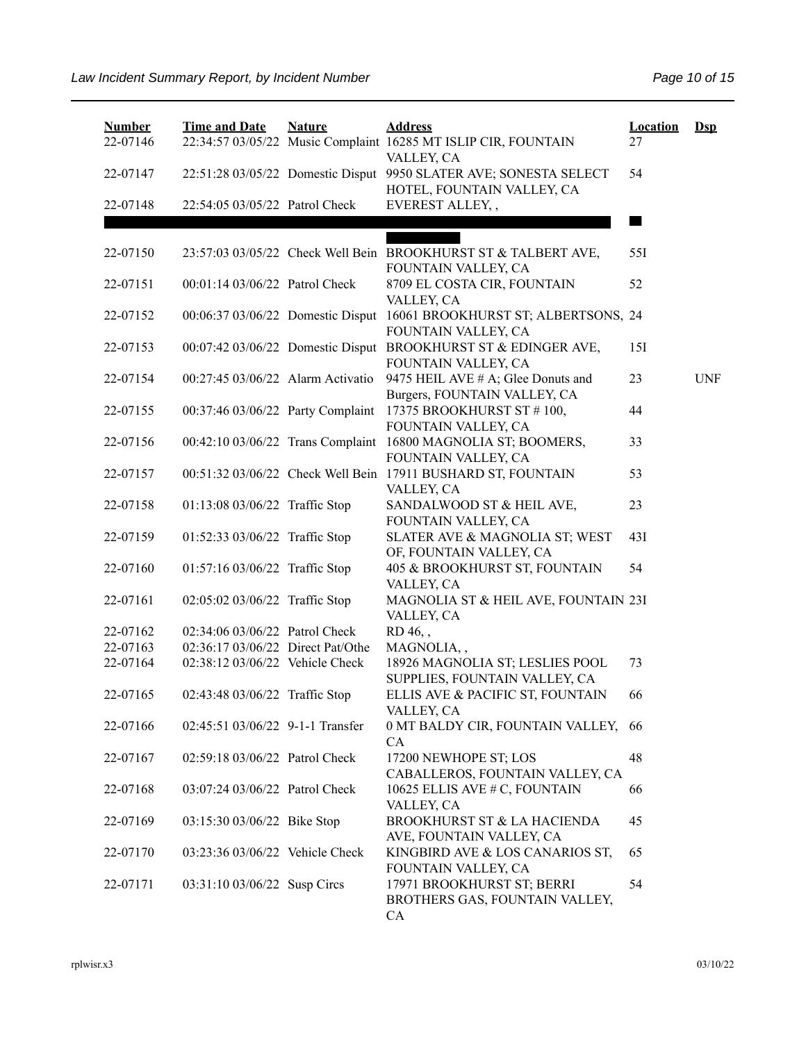| Number | Time and Date | Nature | Address | Location | Dsp |
|---|---|---|---|---|---|
| 22-07146 | 22:34:57 03/05/22 | Music Complaint | 16285 MT ISLIP CIR, FOUNTAIN VALLEY, CA | 27 | |
| 22-07147 | 22:51:28 03/05/22 | Domestic Disput | 9950 SLATER AVE; SONESTA SELECT HOTEL, FOUNTAIN VALLEY, CA | 54 | |
| 22-07148 | 22:54:05 03/05/22 | Patrol Check | EVEREST ALLEY, , | | |
| | | | | | |
| 22-07150 | 23:57:03 03/05/22 | Check Well Bein | BROOKHURST ST & TALBERT AVE, FOUNTAIN VALLEY, CA | 55I | |
| 22-07151 | 00:01:14 03/06/22 | Patrol Check | 8709 EL COSTA CIR, FOUNTAIN VALLEY, CA | 52 | |
| 22-07152 | 00:06:37 03/06/22 | Domestic Disput | 16061 BROOKHURST ST; ALBERTSONS, FOUNTAIN VALLEY, CA | 24 | |
| 22-07153 | 00:07:42 03/06/22 | Domestic Disput | BROOKHURST ST & EDINGER AVE, FOUNTAIN VALLEY, CA | 15I | |
| 22-07154 | 00:27:45 03/06/22 | Alarm Activatio | 9475 HEIL AVE # A; Glee Donuts and Burgers, FOUNTAIN VALLEY, CA | 23 | UNF |
| 22-07155 | 00:37:46 03/06/22 | Party Complaint | 17375 BROOKHURST ST # 100, FOUNTAIN VALLEY, CA | 44 | |
| 22-07156 | 00:42:10 03/06/22 | Trans Complaint | 16800 MAGNOLIA ST; BOOMERS, FOUNTAIN VALLEY, CA | 33 | |
| 22-07157 | 00:51:32 03/06/22 | Check Well Bein | 17911 BUSHARD ST, FOUNTAIN VALLEY, CA | 53 | |
| 22-07158 | 01:13:08 03/06/22 | Traffic Stop | SANDALWOOD ST & HEIL AVE, FOUNTAIN VALLEY, CA | 23 | |
| 22-07159 | 01:52:33 03/06/22 | Traffic Stop | SLATER AVE & MAGNOLIA ST; WEST OF, FOUNTAIN VALLEY, CA | 43I | |
| 22-07160 | 01:57:16 03/06/22 | Traffic Stop | 405 & BROOKHURST ST, FOUNTAIN VALLEY, CA | 54 | |
| 22-07161 | 02:05:02 03/06/22 | Traffic Stop | MAGNOLIA ST & HEIL AVE, FOUNTAIN VALLEY, CA | 23I | |
| 22-07162 | 02:34:06 03/06/22 | Patrol Check | RD 46, , | | |
| 22-07163 | 02:36:17 03/06/22 | Direct Pat/Othe | MAGNOLIA, , | | |
| 22-07164 | 02:38:12 03/06/22 | Vehicle Check | 18926 MAGNOLIA ST; LESLIES POOL SUPPLIES, FOUNTAIN VALLEY, CA | 73 | |
| 22-07165 | 02:43:48 03/06/22 | Traffic Stop | ELLIS AVE & PACIFIC ST, FOUNTAIN VALLEY, CA | 66 | |
| 22-07166 | 02:45:51 03/06/22 | 9-1-1 Transfer | 0 MT BALDY CIR, FOUNTAIN VALLEY, CA | 66 | |
| 22-07167 | 02:59:18 03/06/22 | Patrol Check | 17200 NEWHOPE ST; LOS CABALLEROS, FOUNTAIN VALLEY, CA | 48 | |
| 22-07168 | 03:07:24 03/06/22 | Patrol Check | 10625 ELLIS AVE # C, FOUNTAIN VALLEY, CA | 66 | |
| 22-07169 | 03:15:30 03/06/22 | Bike Stop | BROOKHURST ST & LA HACIENDA AVE, FOUNTAIN VALLEY, CA | 45 | |
| 22-07170 | 03:23:36 03/06/22 | Vehicle Check | KINGBIRD AVE & LOS CANARIOS ST, FOUNTAIN VALLEY, CA | 65 | |
| 22-07171 | 03:31:10 03/06/22 | Susp Circs | 17971 BROOKHURST ST; BERRI BROTHERS GAS, FOUNTAIN VALLEY, CA | 54 | |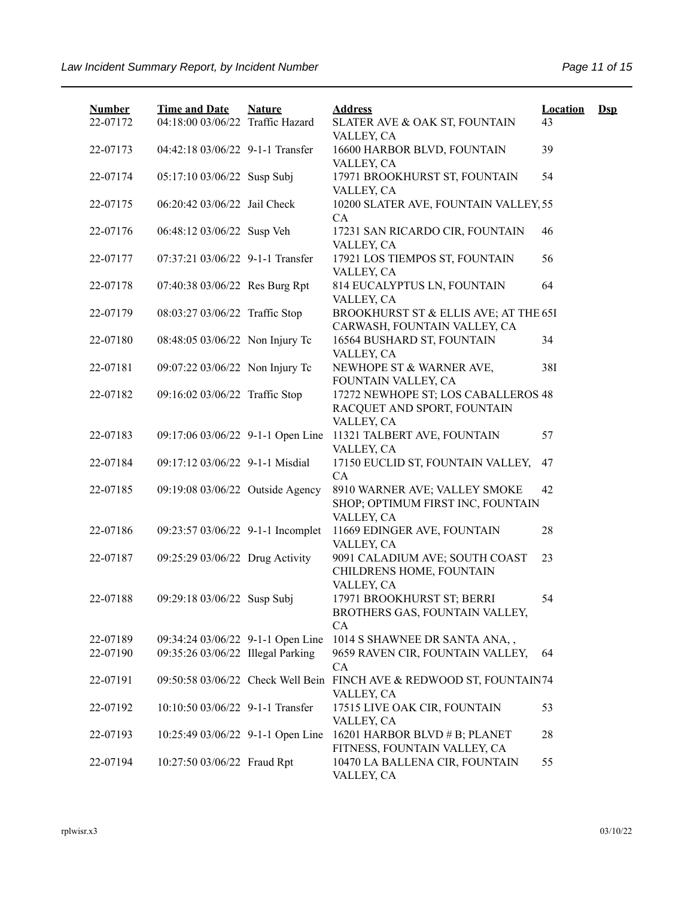| Number | Time and Date | Nature | Address | Location | Dsp |
|---|---|---|---|---|---|
| 22-07172 | 04:18:00 03/06/22 | Traffic Hazard | SLATER AVE & OAK ST, FOUNTAIN VALLEY, CA | 43 | |
| 22-07173 | 04:42:18 03/06/22 | 9-1-1 Transfer | 16600 HARBOR BLVD, FOUNTAIN VALLEY, CA | 39 | |
| 22-07174 | 05:17:10 03/06/22 | Susp Subj | 17971 BROOKHURST ST, FOUNTAIN VALLEY, CA | 54 | |
| 22-07175 | 06:20:42 03/06/22 | Jail Check | 10200 SLATER AVE, FOUNTAIN VALLEY, CA | 55 | |
| 22-07176 | 06:48:12 03/06/22 | Susp Veh | 17231 SAN RICARDO CIR, FOUNTAIN VALLEY, CA | 46 | |
| 22-07177 | 07:37:21 03/06/22 | 9-1-1 Transfer | 17921 LOS TIEMPOS ST, FOUNTAIN VALLEY, CA | 56 | |
| 22-07178 | 07:40:38 03/06/22 | Res Burg Rpt | 814 EUCALYPTUS LN, FOUNTAIN VALLEY, CA | 64 | |
| 22-07179 | 08:03:27 03/06/22 | Traffic Stop | BROOKHURST ST & ELLIS AVE; AT THE CARWASH, FOUNTAIN VALLEY, CA | 65I | |
| 22-07180 | 08:48:05 03/06/22 | Non Injury Tc | 16564 BUSHARD ST, FOUNTAIN VALLEY, CA | 34 | |
| 22-07181 | 09:07:22 03/06/22 | Non Injury Tc | NEWHOPE ST & WARNER AVE, FOUNTAIN VALLEY, CA | 38I | |
| 22-07182 | 09:16:02 03/06/22 | Traffic Stop | 17272 NEWHOPE ST; LOS CABALLEROS RACQUET AND SPORT, FOUNTAIN VALLEY, CA | 48 | |
| 22-07183 | 09:17:06 03/06/22 | 9-1-1 Open Line | 11321 TALBERT AVE, FOUNTAIN VALLEY, CA | 57 | |
| 22-07184 | 09:17:12 03/06/22 | 9-1-1 Misdial | 17150 EUCLID ST, FOUNTAIN VALLEY, CA | 47 | |
| 22-07185 | 09:19:08 03/06/22 | Outside Agency | 8910 WARNER AVE; VALLEY SMOKE SHOP; OPTIMUM FIRST INC, FOUNTAIN VALLEY, CA | 42 | |
| 22-07186 | 09:23:57 03/06/22 | 9-1-1 Incomplet | 11669 EDINGER AVE, FOUNTAIN VALLEY, CA | 28 | |
| 22-07187 | 09:25:29 03/06/22 | Drug Activity | 9091 CALADIUM AVE; SOUTH COAST CHILDRENS HOME, FOUNTAIN VALLEY, CA | 23 | |
| 22-07188 | 09:29:18 03/06/22 | Susp Subj | 17971 BROOKHURST ST; BERRI BROTHERS GAS, FOUNTAIN VALLEY, CA | 54 | |
| 22-07189 | 09:34:24 03/06/22 | 9-1-1 Open Line | 1014 S SHAWNEE DR SANTA ANA, , | | |
| 22-07190 | 09:35:26 03/06/22 | Illegal Parking | 9659 RAVEN CIR, FOUNTAIN VALLEY, CA | 64 | |
| 22-07191 | 09:50:58 03/06/22 | Check Well Bein | FINCH AVE & REDWOOD ST, FOUNTAIN VALLEY, CA | 74 | |
| 22-07192 | 10:10:50 03/06/22 | 9-1-1 Transfer | 17515 LIVE OAK CIR, FOUNTAIN VALLEY, CA | 53 | |
| 22-07193 | 10:25:49 03/06/22 | 9-1-1 Open Line | 16201 HARBOR BLVD # B; PLANET FITNESS, FOUNTAIN VALLEY, CA | 28 | |
| 22-07194 | 10:27:50 03/06/22 | Fraud Rpt | 10470 LA BALLENA CIR, FOUNTAIN VALLEY, CA | 55 | |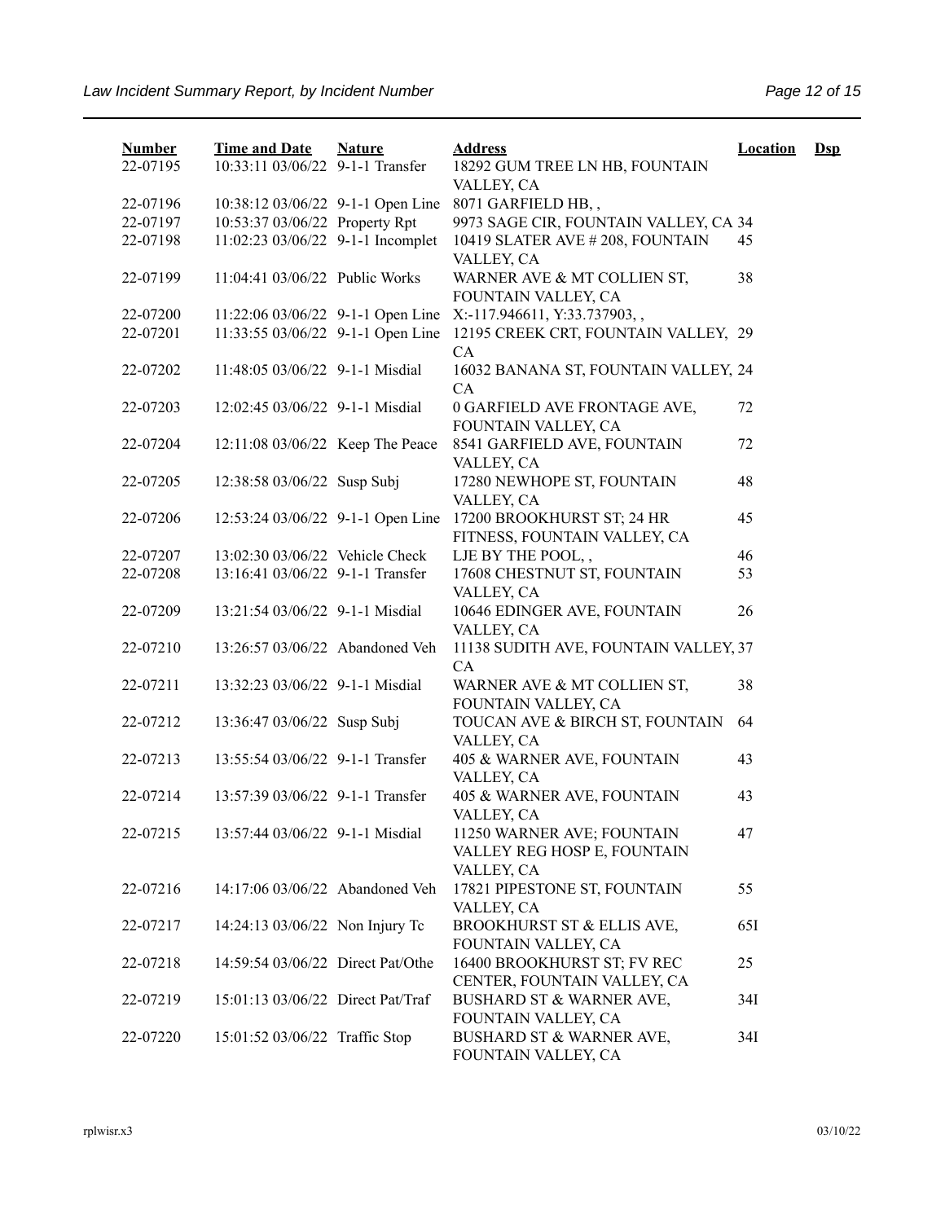| Number | Time and Date | Nature | Address | Location | Dsp |
|---|---|---|---|---|---|
| 22-07195 | 10:33:11 03/06/22 | 9-1-1 Transfer | 18292 GUM TREE LN HB, FOUNTAIN VALLEY, CA | | |
| 22-07196 | 10:38:12 03/06/22 | 9-1-1 Open Line | 8071 GARFIELD HB, , | | |
| 22-07197 | 10:53:37 03/06/22 | Property Rpt | 9973 SAGE CIR, FOUNTAIN VALLEY, CA | 34 | |
| 22-07198 | 11:02:23 03/06/22 | 9-1-1 Incomplet | 10419 SLATER AVE # 208, FOUNTAIN VALLEY, CA | 45 | |
| 22-07199 | 11:04:41 03/06/22 | Public Works | WARNER AVE & MT COLLIEN ST, FOUNTAIN VALLEY, CA | 38 | |
| 22-07200 | 11:22:06 03/06/22 | 9-1-1 Open Line | X:-117.946611, Y:33.737903, , | | |
| 22-07201 | 11:33:55 03/06/22 | 9-1-1 Open Line | 12195 CREEK CRT, FOUNTAIN VALLEY, CA | 29 | |
| 22-07202 | 11:48:05 03/06/22 | 9-1-1 Misdial | 16032 BANANA ST, FOUNTAIN VALLEY, CA | 24 | |
| 22-07203 | 12:02:45 03/06/22 | 9-1-1 Misdial | 0 GARFIELD AVE FRONTAGE AVE, FOUNTAIN VALLEY, CA | 72 | |
| 22-07204 | 12:11:08 03/06/22 | Keep The Peace | 8541 GARFIELD AVE, FOUNTAIN VALLEY, CA | 72 | |
| 22-07205 | 12:38:58 03/06/22 | Susp Subj | 17280 NEWHOPE ST, FOUNTAIN VALLEY, CA | 48 | |
| 22-07206 | 12:53:24 03/06/22 | 9-1-1 Open Line | 17200 BROOKHURST ST; 24 HR FITNESS, FOUNTAIN VALLEY, CA | 45 | |
| 22-07207 | 13:02:30 03/06/22 | Vehicle Check | LJE BY THE POOL, , | 46 | |
| 22-07208 | 13:16:41 03/06/22 | 9-1-1 Transfer | 17608 CHESTNUT ST, FOUNTAIN VALLEY, CA | 53 | |
| 22-07209 | 13:21:54 03/06/22 | 9-1-1 Misdial | 10646 EDINGER AVE, FOUNTAIN VALLEY, CA | 26 | |
| 22-07210 | 13:26:57 03/06/22 | Abandoned Veh | 11138 SUDITH AVE, FOUNTAIN VALLEY, CA | 37 | |
| 22-07211 | 13:32:23 03/06/22 | 9-1-1 Misdial | WARNER AVE & MT COLLIEN ST, FOUNTAIN VALLEY, CA | 38 | |
| 22-07212 | 13:36:47 03/06/22 | Susp Subj | TOUCAN AVE & BIRCH ST, FOUNTAIN VALLEY, CA | 64 | |
| 22-07213 | 13:55:54 03/06/22 | 9-1-1 Transfer | 405 & WARNER AVE, FOUNTAIN VALLEY, CA | 43 | |
| 22-07214 | 13:57:39 03/06/22 | 9-1-1 Transfer | 405 & WARNER AVE, FOUNTAIN VALLEY, CA | 43 | |
| 22-07215 | 13:57:44 03/06/22 | 9-1-1 Misdial | 11250 WARNER AVE; FOUNTAIN VALLEY REG HOSP E, FOUNTAIN VALLEY, CA | 47 | |
| 22-07216 | 14:17:06 03/06/22 | Abandoned Veh | 17821 PIPESTONE ST, FOUNTAIN VALLEY, CA | 55 | |
| 22-07217 | 14:24:13 03/06/22 | Non Injury Tc | BROOKHURST ST & ELLIS AVE, FOUNTAIN VALLEY, CA | 65I | |
| 22-07218 | 14:59:54 03/06/22 | Direct Pat/Othe | 16400 BROOKHURST ST; FV REC CENTER, FOUNTAIN VALLEY, CA | 25 | |
| 22-07219 | 15:01:13 03/06/22 | Direct Pat/Traf | BUSHARD ST & WARNER AVE, FOUNTAIN VALLEY, CA | 34I | |
| 22-07220 | 15:01:52 03/06/22 | Traffic Stop | BUSHARD ST & WARNER AVE, FOUNTAIN VALLEY, CA | 34I | |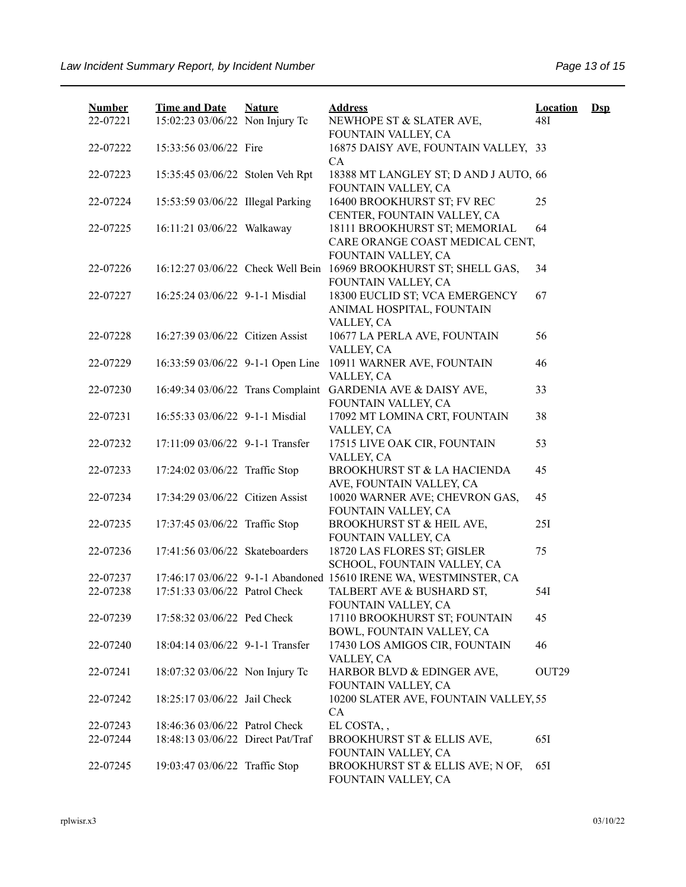| Number | Time and Date | Nature | Address | Location | Dsp |
|---|---|---|---|---|---|
| 22-07221 | 15:02:23 03/06/22 | Non Injury Tc | NEWHOPE ST & SLATER AVE, FOUNTAIN VALLEY, CA | 48I | |
| 22-07222 | 15:33:56 03/06/22 | Fire | 16875 DAISY AVE, FOUNTAIN VALLEY, CA | 33 | |
| 22-07223 | 15:35:45 03/06/22 | Stolen Veh Rpt | 18388 MT LANGLEY ST; D AND J AUTO, FOUNTAIN VALLEY, CA | 66 | |
| 22-07224 | 15:53:59 03/06/22 | Illegal Parking | 16400 BROOKHURST ST; FV REC CENTER, FOUNTAIN VALLEY, CA | 25 | |
| 22-07225 | 16:11:21 03/06/22 | Walkaway | 18111 BROOKHURST ST; MEMORIAL CARE ORANGE COAST MEDICAL CENT, FOUNTAIN VALLEY, CA | 64 | |
| 22-07226 | 16:12:27 03/06/22 | Check Well Bein | 16969 BROOKHURST ST; SHELL GAS, FOUNTAIN VALLEY, CA | 34 | |
| 22-07227 | 16:25:24 03/06/22 | 9-1-1 Misdial | 18300 EUCLID ST; VCA EMERGENCY ANIMAL HOSPITAL, FOUNTAIN VALLEY, CA | 67 | |
| 22-07228 | 16:27:39 03/06/22 | Citizen Assist | 10677 LA PERLA AVE, FOUNTAIN VALLEY, CA | 56 | |
| 22-07229 | 16:33:59 03/06/22 | 9-1-1 Open Line | 10911 WARNER AVE, FOUNTAIN VALLEY, CA | 46 | |
| 22-07230 | 16:49:34 03/06/22 | Trans Complaint | GARDENIA AVE & DAISY AVE, FOUNTAIN VALLEY, CA | 33 | |
| 22-07231 | 16:55:33 03/06/22 | 9-1-1 Misdial | 17092 MT LOMINA CRT, FOUNTAIN VALLEY, CA | 38 | |
| 22-07232 | 17:11:09 03/06/22 | 9-1-1 Transfer | 17515 LIVE OAK CIR, FOUNTAIN VALLEY, CA | 53 | |
| 22-07233 | 17:24:02 03/06/22 | Traffic Stop | BROOKHURST ST & LA HACIENDA AVE, FOUNTAIN VALLEY, CA | 45 | |
| 22-07234 | 17:34:29 03/06/22 | Citizen Assist | 10020 WARNER AVE; CHEVRON GAS, FOUNTAIN VALLEY, CA | 45 | |
| 22-07235 | 17:37:45 03/06/22 | Traffic Stop | BROOKHURST ST & HEIL AVE, FOUNTAIN VALLEY, CA | 25I | |
| 22-07236 | 17:41:56 03/06/22 | Skateboarders | 18720 LAS FLORES ST; GISLER SCHOOL, FOUNTAIN VALLEY, CA | 75 | |
| 22-07237 | 17:46:17 03/06/22 | 9-1-1 Abandoned | 15610 IRENE WA, WESTMINSTER, CA | | |
| 22-07238 | 17:51:33 03/06/22 | Patrol Check | TALBERT AVE & BUSHARD ST, FOUNTAIN VALLEY, CA | 54I | |
| 22-07239 | 17:58:32 03/06/22 | Ped Check | 17110 BROOKHURST ST; FOUNTAIN BOWL, FOUNTAIN VALLEY, CA | 45 | |
| 22-07240 | 18:04:14 03/06/22 | 9-1-1 Transfer | 17430 LOS AMIGOS CIR, FOUNTAIN VALLEY, CA | 46 | |
| 22-07241 | 18:07:32 03/06/22 | Non Injury Tc | HARBOR BLVD & EDINGER AVE, FOUNTAIN VALLEY, CA | OUT29 | |
| 22-07242 | 18:25:17 03/06/22 | Jail Check | 10200 SLATER AVE, FOUNTAIN VALLEY, CA | 55 | |
| 22-07243 | 18:46:36 03/06/22 | Patrol Check | EL COSTA, , | | |
| 22-07244 | 18:48:13 03/06/22 | Direct Pat/Traf | BROOKHURST ST & ELLIS AVE, FOUNTAIN VALLEY, CA | 65I | |
| 22-07245 | 19:03:47 03/06/22 | Traffic Stop | BROOKHURST ST & ELLIS AVE; N OF, FOUNTAIN VALLEY, CA | 65I | |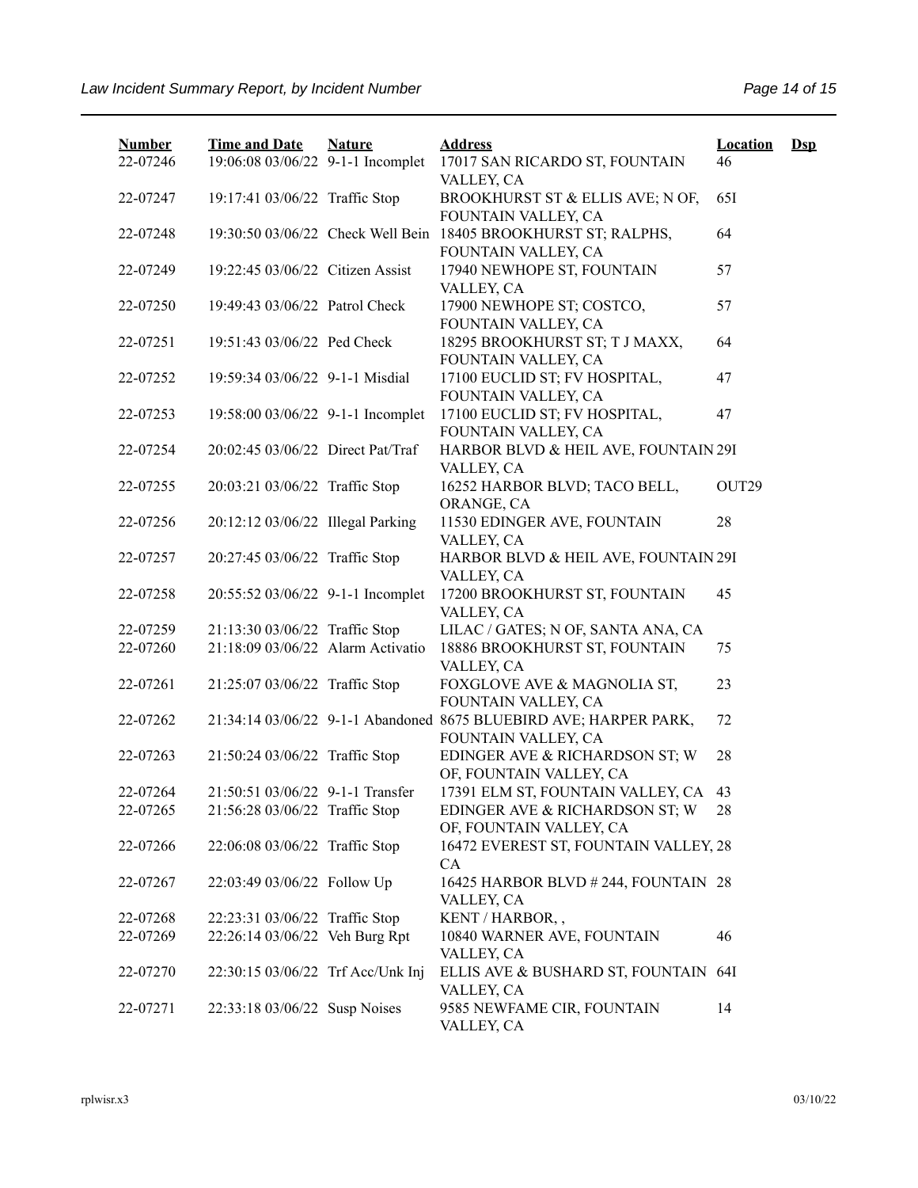| Number | Time and Date | Nature | Address | Location | Dsp |
|---|---|---|---|---|---|
| 22-07246 | 19:06:08 03/06/22 | 9-1-1 Incomplet | 17017 SAN RICARDO ST, FOUNTAIN VALLEY, CA | 46 | |
| 22-07247 | 19:17:41 03/06/22 | Traffic Stop | BROOKHURST ST & ELLIS AVE; N OF, FOUNTAIN VALLEY, CA | 65I | |
| 22-07248 | 19:30:50 03/06/22 | Check Well Bein | 18405 BROOKHURST ST; RALPHS, FOUNTAIN VALLEY, CA | 64 | |
| 22-07249 | 19:22:45 03/06/22 | Citizen Assist | 17940 NEWHOPE ST, FOUNTAIN VALLEY, CA | 57 | |
| 22-07250 | 19:49:43 03/06/22 | Patrol Check | 17900 NEWHOPE ST; COSTCO, FOUNTAIN VALLEY, CA | 57 | |
| 22-07251 | 19:51:43 03/06/22 | Ped Check | 18295 BROOKHURST ST; T J MAXX, FOUNTAIN VALLEY, CA | 64 | |
| 22-07252 | 19:59:34 03/06/22 | 9-1-1 Misdial | 17100 EUCLID ST; FV HOSPITAL, FOUNTAIN VALLEY, CA | 47 | |
| 22-07253 | 19:58:00 03/06/22 | 9-1-1 Incomplet | 17100 EUCLID ST; FV HOSPITAL, FOUNTAIN VALLEY, CA | 47 | |
| 22-07254 | 20:02:45 03/06/22 | Direct Pat/Traf | HARBOR BLVD & HEIL AVE, FOUNTAIN VALLEY, CA | 29I | |
| 22-07255 | 20:03:21 03/06/22 | Traffic Stop | 16252 HARBOR BLVD; TACO BELL, ORANGE, CA | OUT29 | |
| 22-07256 | 20:12:12 03/06/22 | Illegal Parking | 11530 EDINGER AVE, FOUNTAIN VALLEY, CA | 28 | |
| 22-07257 | 20:27:45 03/06/22 | Traffic Stop | HARBOR BLVD & HEIL AVE, FOUNTAIN VALLEY, CA | 29I | |
| 22-07258 | 20:55:52 03/06/22 | 9-1-1 Incomplet | 17200 BROOKHURST ST, FOUNTAIN VALLEY, CA | 45 | |
| 22-07259 | 21:13:30 03/06/22 | Traffic Stop | LILAC / GATES; N OF, SANTA ANA, CA | | |
| 22-07260 | 21:18:09 03/06/22 | Alarm Activatio | 18886 BROOKHURST ST, FOUNTAIN VALLEY, CA | 75 | |
| 22-07261 | 21:25:07 03/06/22 | Traffic Stop | FOXGLOVE AVE & MAGNOLIA ST, FOUNTAIN VALLEY, CA | 23 | |
| 22-07262 | 21:34:14 03/06/22 | 9-1-1 Abandoned | 8675 BLUEBIRD AVE; HARPER PARK, FOUNTAIN VALLEY, CA | 72 | |
| 22-07263 | 21:50:24 03/06/22 | Traffic Stop | EDINGER AVE & RICHARDSON ST; W OF, FOUNTAIN VALLEY, CA | 28 | |
| 22-07264 | 21:50:51 03/06/22 | 9-1-1 Transfer | 17391 ELM ST, FOUNTAIN VALLEY, CA | 43 | |
| 22-07265 | 21:56:28 03/06/22 | Traffic Stop | EDINGER AVE & RICHARDSON ST; W OF, FOUNTAIN VALLEY, CA | 28 | |
| 22-07266 | 22:06:08 03/06/22 | Traffic Stop | 16472 EVEREST ST, FOUNTAIN VALLEY, CA | 28 | |
| 22-07267 | 22:03:49 03/06/22 | Follow Up | 16425 HARBOR BLVD # 244, FOUNTAIN VALLEY, CA | 28 | |
| 22-07268 | 22:23:31 03/06/22 | Traffic Stop | KENT / HARBOR, , | | |
| 22-07269 | 22:26:14 03/06/22 | Veh Burg Rpt | 10840 WARNER AVE, FOUNTAIN VALLEY, CA | 46 | |
| 22-07270 | 22:30:15 03/06/22 | Trf Acc/Unk Inj | ELLIS AVE & BUSHARD ST, FOUNTAIN VALLEY, CA | 64I | |
| 22-07271 | 22:33:18 03/06/22 | Susp Noises | 9585 NEWFAME CIR, FOUNTAIN VALLEY, CA | 14 | |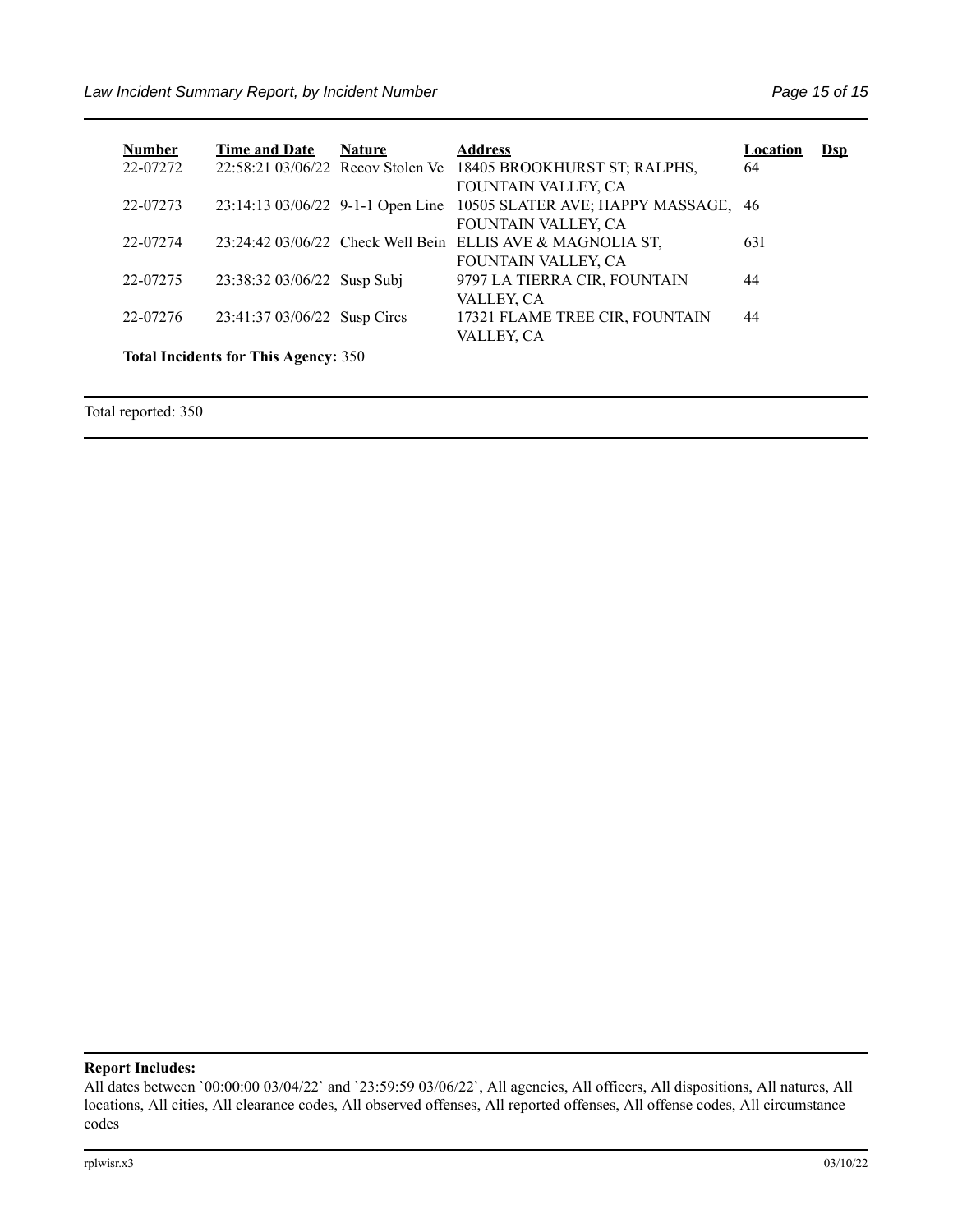| Number | Time and Date | Nature | Address | Location | Dsp |
|---|---|---|---|---|---|
| 22-07272 | 22:58:21 03/06/22 | Recov Stolen Ve | 18405 BROOKHURST ST; RALPHS, FOUNTAIN VALLEY, CA | 64 | |
| 22-07273 | 23:14:13 03/06/22 | 9-1-1 Open Line | 10505 SLATER AVE; HAPPY MASSAGE, FOUNTAIN VALLEY, CA | 46 | |
| 22-07274 | 23:24:42 03/06/22 | Check Well Bein | ELLIS AVE & MAGNOLIA ST, FOUNTAIN VALLEY, CA | 63I | |
| 22-07275 | 23:38:32 03/06/22 | Susp Subj | 9797 LA TIERRA CIR, FOUNTAIN VALLEY, CA | 44 | |
| 22-07276 | 23:41:37 03/06/22 | Susp Circs | 17321 FLAME TREE CIR, FOUNTAIN VALLEY, CA | 44 | |

**Total Incidents for This Agency:** 350

Total reported: 350

**Report Includes:**

All dates between `00:00:00 03/04/22` and `23:59:59 03/06/22`, All agencies, All officers, All dispositions, All natures, All locations, All cities, All clearance codes, All observed offenses, All reported offenses, All offense codes, All circumstance codes

rplwisr.x3 03/10/22